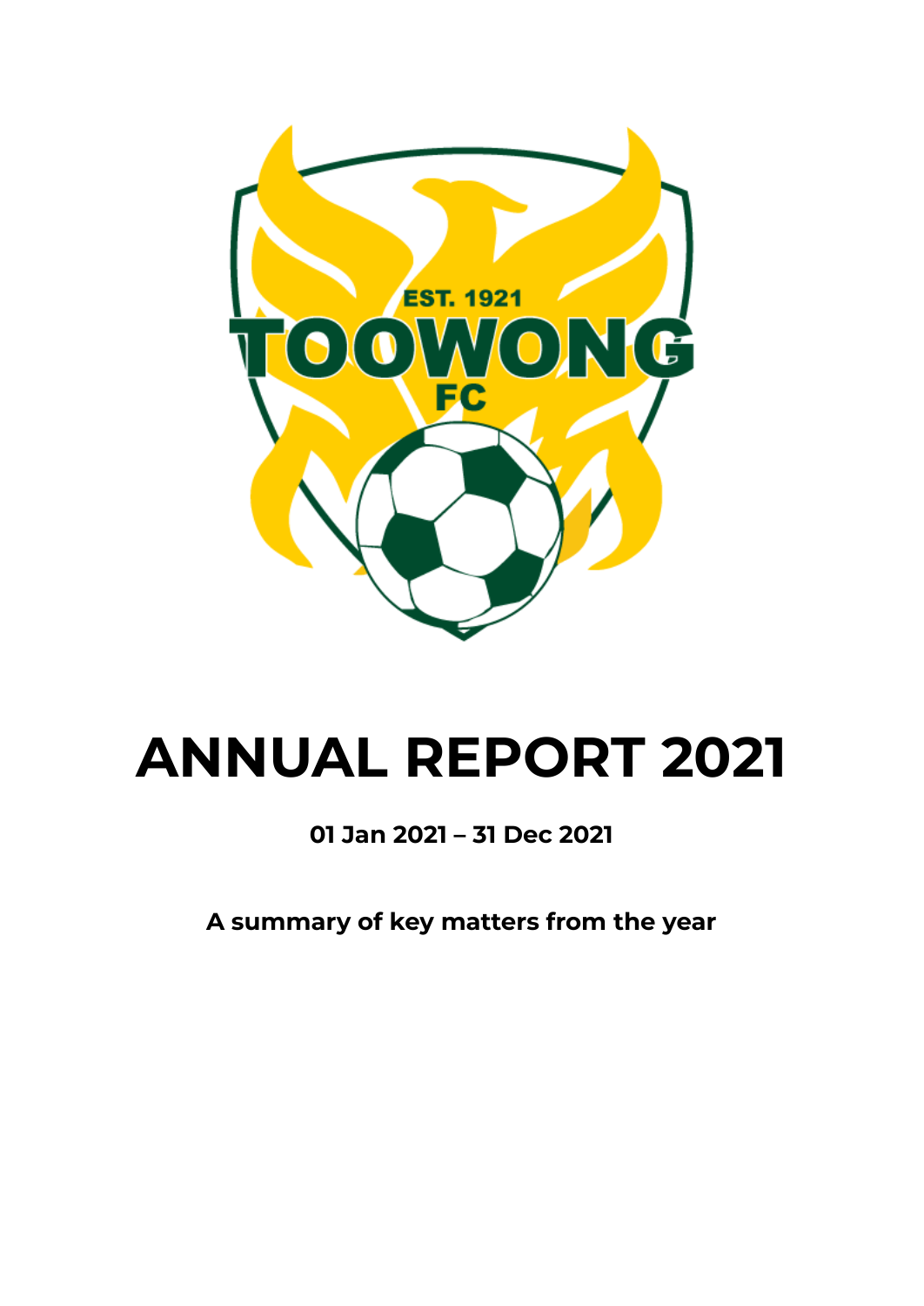# ANNUAL REPORT 2021

**01 Jan 2021 – 31 Dec 2021**

**A summary of key matters from the year**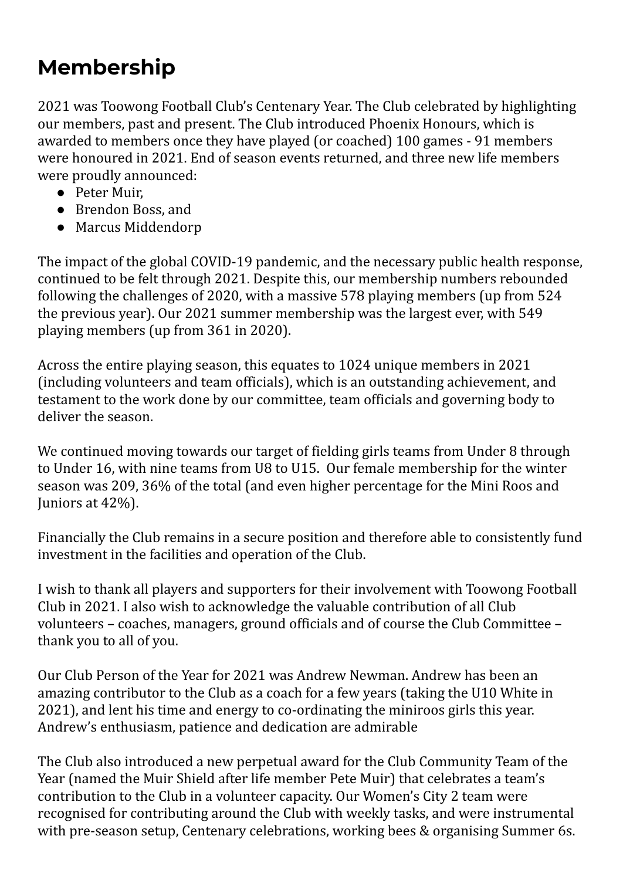# Membership

2021 was Toowong Football Club's Centenary Year. The Club celebrated by highlighting our members, past and present. The Club introduced Phoenix Honours, which is awarded to members once they have played (or coached) 100 games - 91 members were honoured in 2021. End of season events returned, and three new life members were proudly announced:

- Peter Muir,
- Brendon Boss, and
- Marcus Middendorp

The impact of the global COVID-19 pandemic, and the necessary public health response, continued to be felt through 2021. Despite this, our membership numbers rebounded following the challenges of 2020, with a massive 578 playing members (up from 524 the previous year). Our 2021 summer membership was the largest ever, with 549 playing members (up from 361 in 2020).

Across the entire playing season, this equates to 1024 unique members in 2021 (including volunteers and team officials), which is an outstanding achievement, and testament to the work done by our committee, team officials and governing body to deliver the season.

We continued moving towards our target of fielding girls teams from Under 8 through to Under 16, with nine teams from U8 to U15. Our female membership for the winter season was 209, 36% of the total (and even higher percentage for the Mini Roos and Juniors at 42%).

Financially the Club remains in a secure position and therefore able to consistently fund investment in the facilities and operation of the Club.

I wish to thank all players and supporters for their involvement with Toowong Football Club in 2021. I also wish to acknowledge the valuable contribution of all Club volunteers – coaches, managers, ground officials and of course the Club Committee – thank you to all of you.

Our Club Person of the Year for 2021 was Andrew Newman. Andrew has been an amazing contributor to the Club as a coach for a few years (taking the U10 White in 2021), and lent his time and energy to co-ordinating the miniroos girls this year. Andrew's enthusiasm, patience and dedication are admirable

The Club also introduced a new perpetual award for the Club Community Team of the Year (named the Muir Shield after life member Pete Muir) that celebrates a team's contribution to the Club in a volunteer capacity. Our Women's City 2 team were recognised for contributing around the Club with weekly tasks, and were instrumental with pre-season setup, Centenary celebrations, working bees & organising Summer 6s.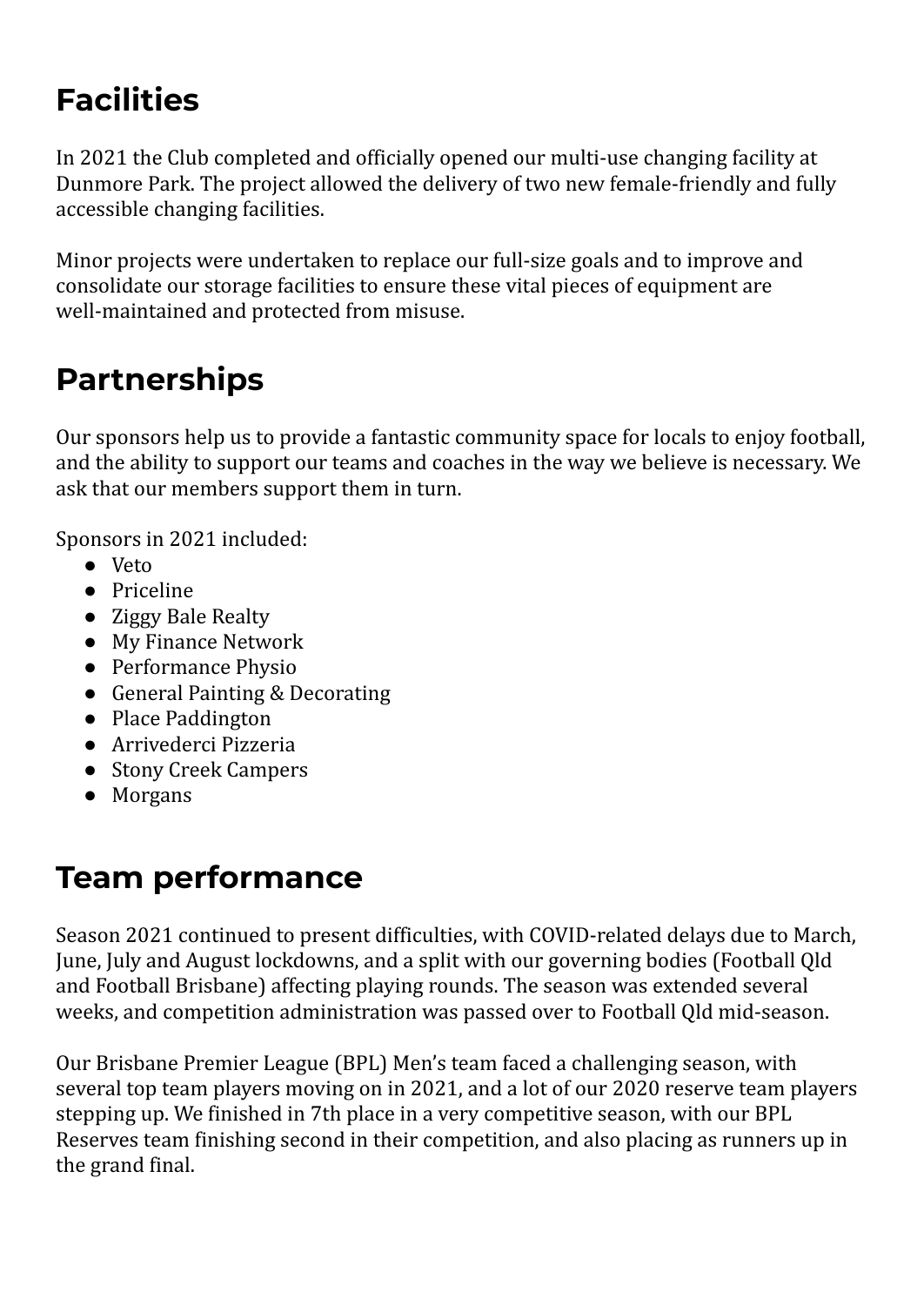## Facilities

In 2021 the Club completed and officially opened our multi-use changing facility at Dunmore Park. The project allowed the delivery of two new female-friendly and fully accessible changing facilities.

Minor projects were undertaken to replace our full-size goals and to improve and consolidate our storage facilities to ensure these vital pieces of equipment are well-maintained and protected from misuse.

## Partnerships

Our sponsors help us to provide a fantastic community space for locals to enjoy football, and the ability to support our teams and coaches in the way we believe is necessary. We ask that our members support them in turn.

Sponsors in 2021 included:

- Veto
- Priceline
- Ziggy Bale Realty
- My Finance Network
- Performance Physio
- General Painting & Decorating
- Place Paddington
- Arrivederci Pizzeria
- Stony Creek Campers
- Morgans

## Team performance

Season 2021 continued to present difficulties, with COVID-related delays due to March, June, July and August lockdowns, and a split with our governing bodies (Football Qld and Football Brisbane) affecting playing rounds. The season was extended several weeks, and competition administration was passed over to Football Qld mid-season.

Our Brisbane Premier League (BPL) Men's team faced a challenging season, with several top team players moving on in 2021, and a lot of our 2020 reserve team players stepping up. We finished in 7th place in a very competitive season, with our BPL Reserves team finishing second in their competition, and also placing as runners up in the grand final.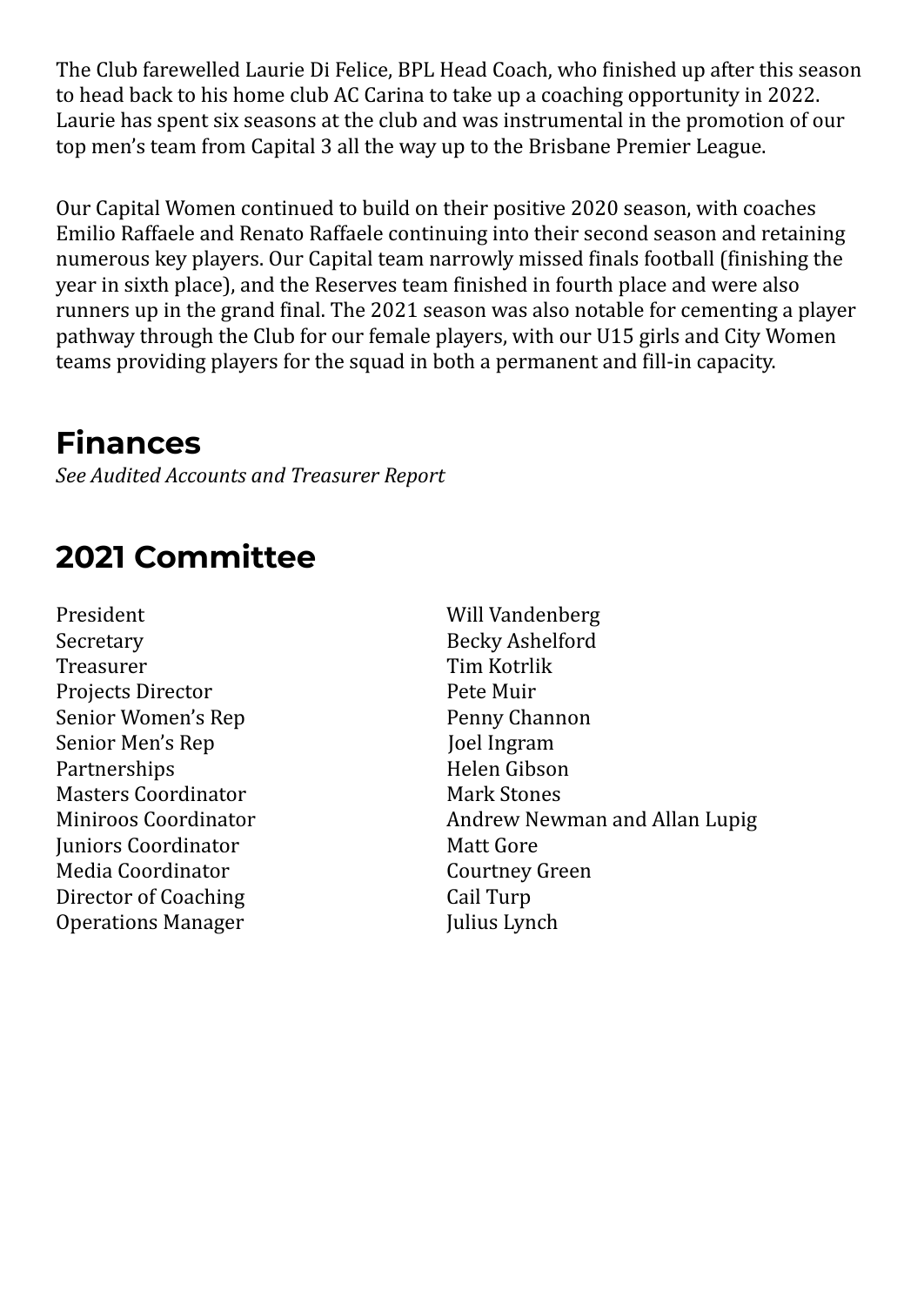The Club farewelled Laurie Di Felice, BPL Head Coach, who finished up after this season to head back to his home club AC Carina to take up a coaching opportunity in 2022. Laurie has spent six seasons at the club and was instrumental in the promotion of our top men's team from Capital 3 all the way up to the Brisbane Premier League.

Our Capital Women continued to build on their positive 2020 season, with coaches Emilio Raffaele and Renato Raffaele continuing into their second season and retaining numerous key players. Our Capital team narrowly missed finals football (finishing the year in sixth place), and the Reserves team finished in fourth place and were also runners up in the grand final. The 2021 season was also notable for cementing a player pathway through the Club for our female players, with our U15 girls and City Women teams providing players for the squad in both a permanent and fill-in capacity.

## Finances

*See Audited Accounts and Treasurer Report*

## 2021 Committee

| | |
|---|---|
| President | Will Vandenberg |
| Secretary | Becky Ashelford |
| Treasurer | Tim Kotrlik |
| Projects Director | Pete Muir |
| Senior Women's Rep | Penny Channon |
| Senior Men's Rep | Joel Ingram |
| Partnerships | Helen Gibson |
| Masters Coordinator | Mark Stones |
| Miniroos Coordinator | Andrew Newman and Allan Lupig |
| Juniors Coordinator | Matt Gore |
| Media Coordinator | Courtney Green |
| Director of Coaching | Cail Turp |
| Operations Manager | Julius Lynch |